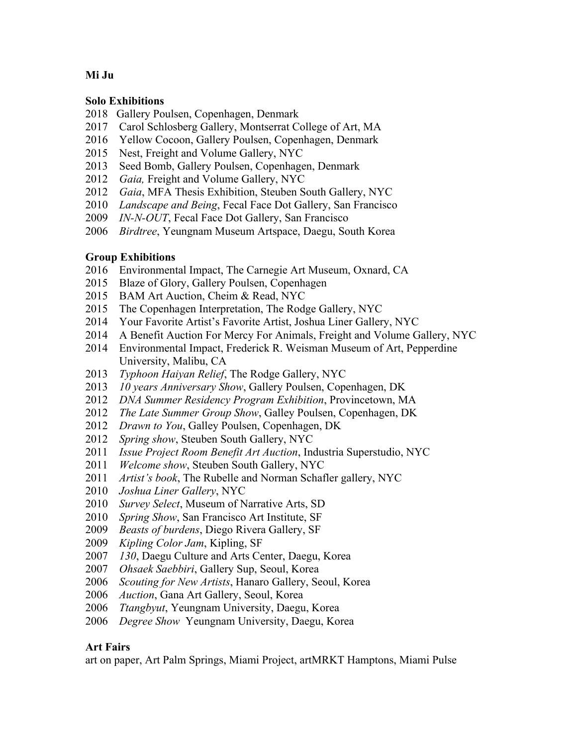**Mi Ju**

**Solo Exhibitions**

2018 Gallery Poulsen, Copenhagen, Denmark
2017 Carol Schlosberg Gallery, Montserrat College of Art, MA
2016 Yellow Cocoon, Gallery Poulsen, Copenhagen, Denmark
2015 Nest, Freight and Volume Gallery, NYC
2013 Seed Bomb, Gallery Poulsen, Copenhagen, Denmark
2012 *Gaia,* Freight and Volume Gallery, NYC
2012 *Gaia*, MFA Thesis Exhibition, Steuben South Gallery, NYC
2010 *Landscape and Being*, Fecal Face Dot Gallery, San Francisco
2009 *IN-N-OUT*, Fecal Face Dot Gallery, San Francisco
2006 *Birdtree*, Yeungnam Museum Artspace, Daegu, South Korea

**Group Exhibitions**

2016 Environmental Impact, The Carnegie Art Museum, Oxnard, CA
2015 Blaze of Glory, Gallery Poulsen, Copenhagen
2015 BAM Art Auction, Cheim & Read, NYC
2015 The Copenhagen Interpretation, The Rodge Gallery, NYC
2014 Your Favorite Artist's Favorite Artist, Joshua Liner Gallery, NYC
2014 A Benefit Auction For Mercy For Animals, Freight and Volume Gallery, NYC
2014 Environmental Impact, Frederick R. Weisman Museum of Art, Pepperdine University, Malibu, CA
2013 *Typhoon Haiyan Relief*, The Rodge Gallery, NYC
2013 *10 years Anniversary Show*, Gallery Poulsen, Copenhagen, DK
2012 *DNA Summer Residency Program Exhibition*, Provincetown, MA
2012 *The Late Summer Group Show*, Galley Poulsen, Copenhagen, DK
2012 *Drawn to You*, Galley Poulsen, Copenhagen, DK
2012 *Spring show*, Steuben South Gallery, NYC
2011 *Issue Project Room Benefit Art Auction*, Industria Superstudio, NYC
2011 *Welcome show*, Steuben South Gallery, NYC
2011 *Artist's book*, The Rubelle and Norman Schafler gallery, NYC
2010 *Joshua Liner Gallery*, NYC
2010 *Survey Select*, Museum of Narrative Arts, SD
2010 *Spring Show*, San Francisco Art Institute, SF
2009 *Beasts of burdens*, Diego Rivera Gallery, SF
2009 *Kipling Color Jam*, Kipling, SF
2007 *130*, Daegu Culture and Arts Center, Daegu, Korea
2007 *Ohsaek Saebbiri*, Gallery Sup, Seoul, Korea
2006 *Scouting for New Artists*, Hanaro Gallery, Seoul, Korea
2006 *Auction*, Gana Art Gallery, Seoul, Korea
2006 *Ttangbyut*, Yeungnam University, Daegu, Korea
2006 *Degree Show* Yeungnam University, Daegu, Korea

**Art Fairs**

art on paper, Art Palm Springs, Miami Project, artMRKT Hamptons, Miami Pulse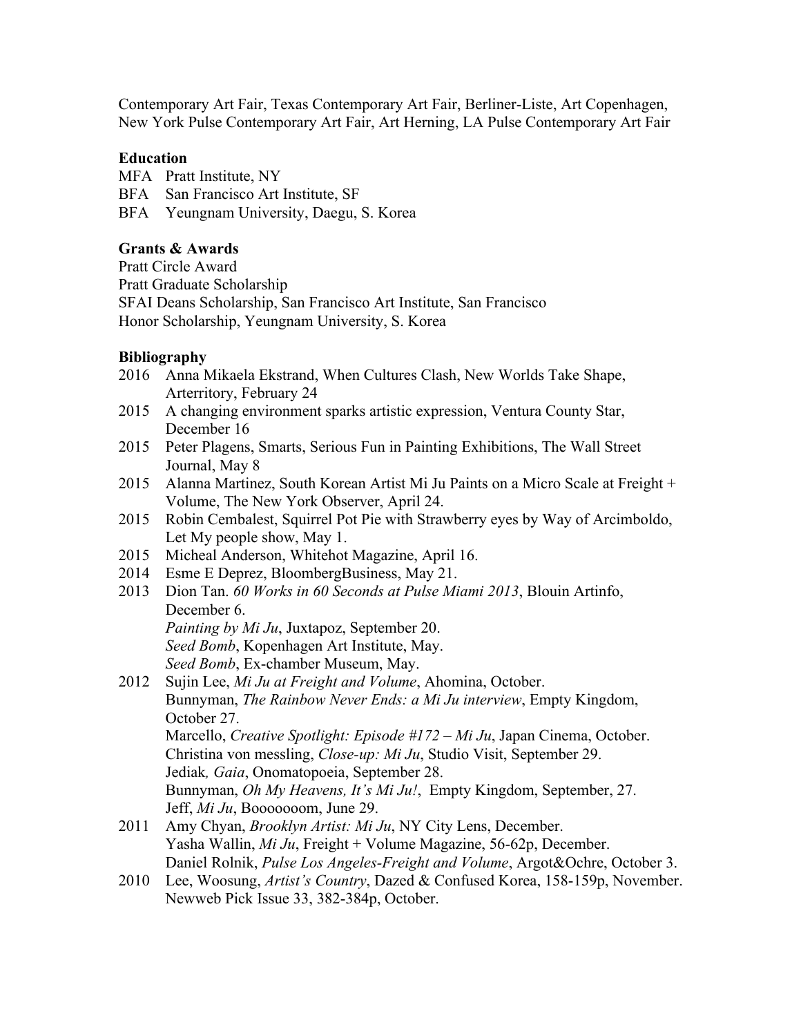Contemporary Art Fair, Texas Contemporary Art Fair, Berliner-Liste, Art Copenhagen, New York Pulse Contemporary Art Fair, Art Herning, LA Pulse Contemporary Art Fair

**Education**

MFA Pratt Institute, NY
BFA San Francisco Art Institute, SF
BFA Yeungnam University, Daegu, S. Korea

**Grants & Awards**

Pratt Circle Award
Pratt Graduate Scholarship
SFAI Deans Scholarship, San Francisco Art Institute, San Francisco
Honor Scholarship, Yeungnam University, S. Korea

**Bibliography**

2016 Anna Mikaela Ekstrand, When Cultures Clash, New Worlds Take Shape, Arterritory, February 24
2015 A changing environment sparks artistic expression, Ventura County Star, December 16
2015 Peter Plagens, Smarts, Serious Fun in Painting Exhibitions, The Wall Street Journal, May 8
2015 Alanna Martinez, South Korean Artist Mi Ju Paints on a Micro Scale at Freight + Volume, The New York Observer, April 24.
2015 Robin Cembalest, Squirrel Pot Pie with Strawberry eyes by Way of Arcimboldo, Let My people show, May 1.
2015 Micheal Anderson, Whitehot Magazine, April 16.
2014 Esme E Deprez, BloombergBusiness, May 21.
2013 Dion Tan. *60 Works in 60 Seconds at Pulse Miami 2013*, Blouin Artinfo, December 6.
*Painting by Mi Ju*, Juxtapoz, September 20.
*Seed Bomb*, Kopenhagen Art Institute, May.
*Seed Bomb*, Ex-chamber Museum, May.
2012 Sujin Lee, *Mi Ju at Freight and Volume*, Ahomina, October.
Bunnyman, *The Rainbow Never Ends: a Mi Ju interview*, Empty Kingdom, October 27.
Marcello, *Creative Spotlight: Episode #172 – Mi Ju*, Japan Cinema, October.
Christina von messling, *Close-up: Mi Ju*, Studio Visit, September 29.
Jediak*, Gaia*, Onomatopoeia, September 28.
Bunnyman, *Oh My Heavens, It's Mi Ju!*, Empty Kingdom, September, 27.
Jeff, *Mi Ju*, Booooooom, June 29.
2011 Amy Chyan, *Brooklyn Artist: Mi Ju*, NY City Lens, December.
Yasha Wallin, *Mi Ju*, Freight + Volume Magazine, 56-62p, December.
Daniel Rolnik, *Pulse Los Angeles-Freight and Volume*, Argot&Ochre, October 3.
2010 Lee, Woosung, *Artist's Country*, Dazed & Confused Korea, 158-159p, November.
Newweb Pick Issue 33, 382-384p, October.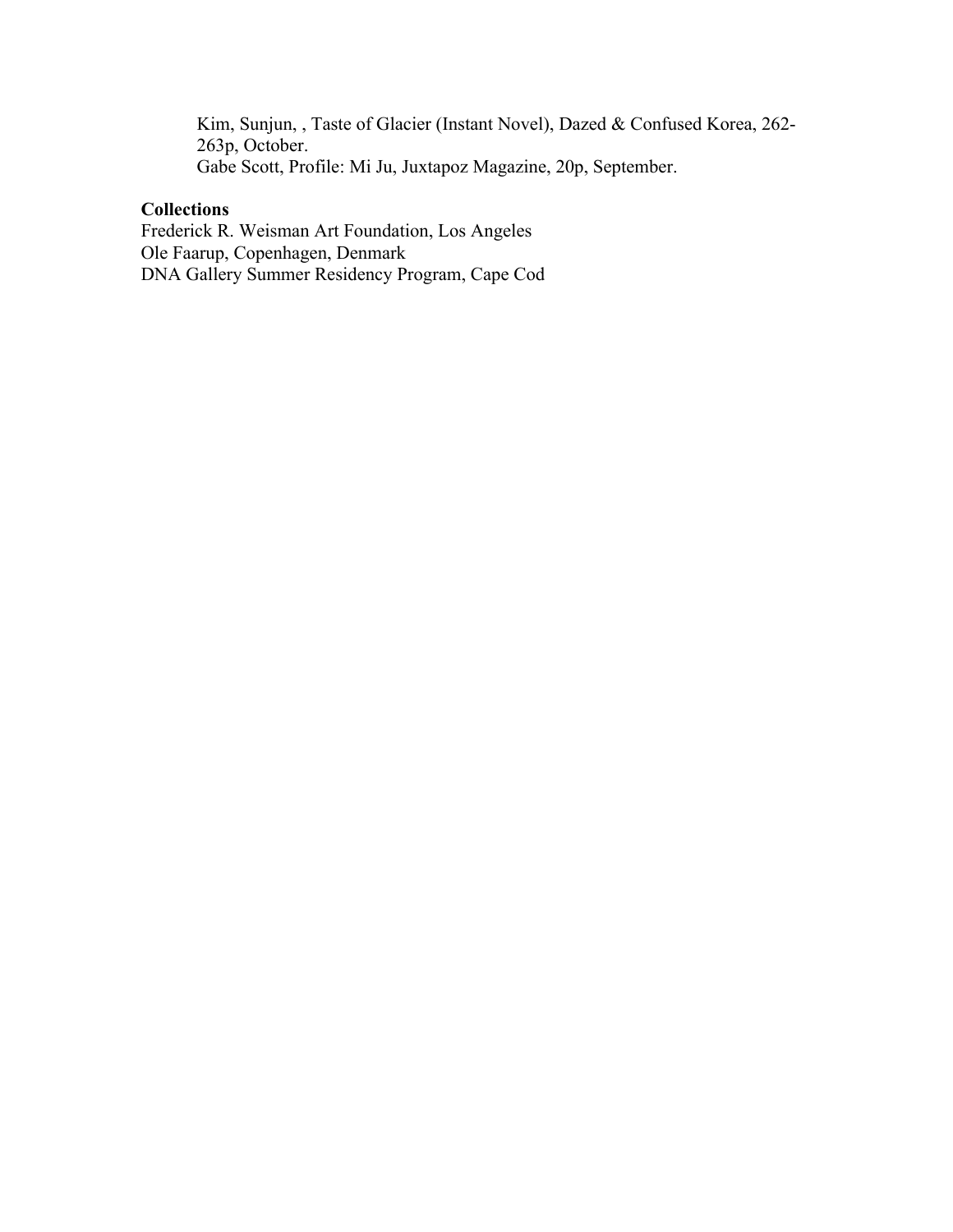Kim, Sunjun, , Taste of Glacier (Instant Novel), Dazed & Confused Korea, 262-263p, October.

Gabe Scott, Profile: Mi Ju, Juxtapoz Magazine, 20p, September.

**Collections**

Frederick R. Weisman Art Foundation, Los Angeles
Ole Faarup, Copenhagen, Denmark
DNA Gallery Summer Residency Program, Cape Cod